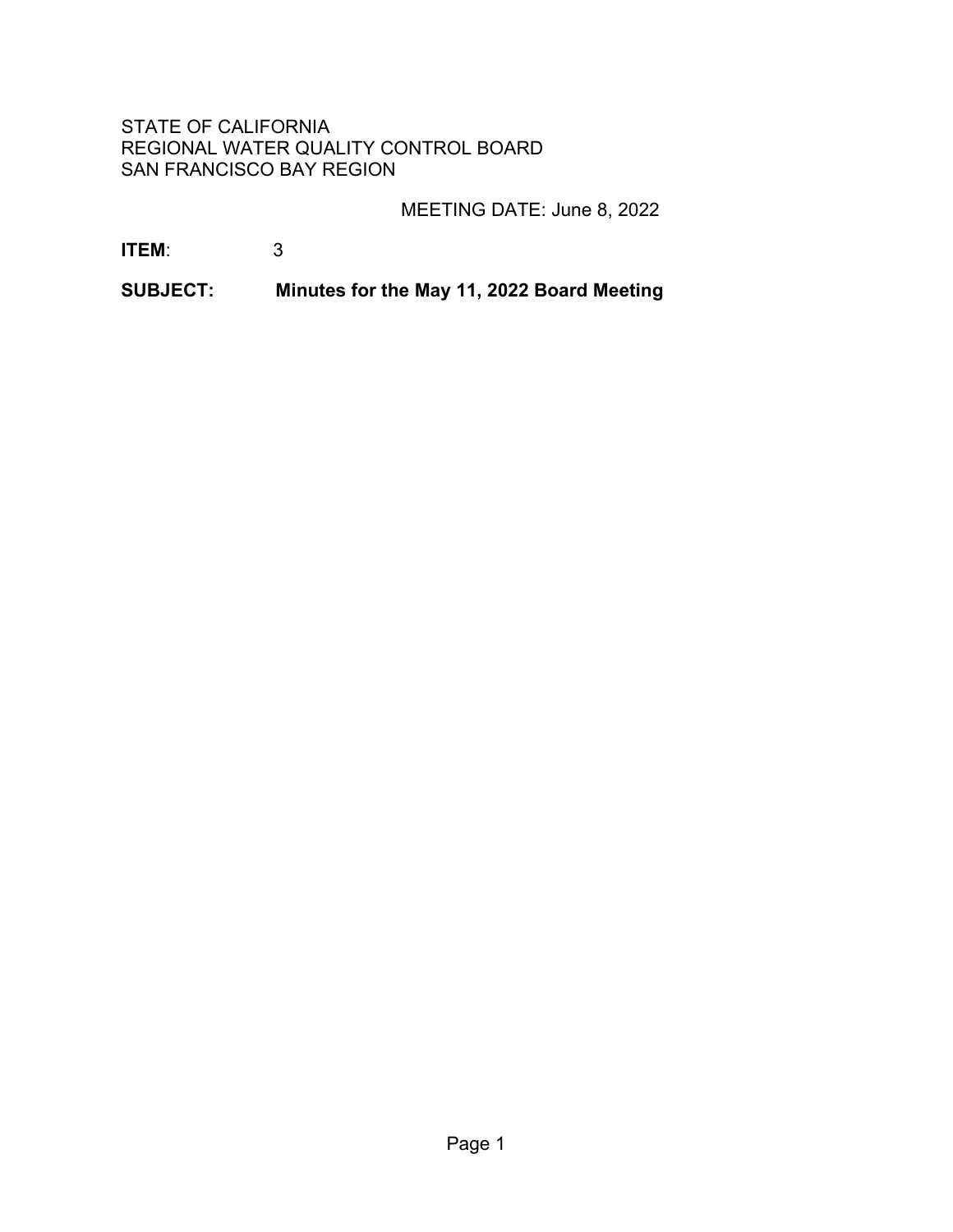STATE OF CALIFORNIA
REGIONAL WATER QUALITY CONTROL BOARD
SAN FRANCISCO BAY REGION

MEETING DATE: June 8, 2022

**ITEM**: 3

**SUBJECT: Minutes for the May 11, 2022 Board Meeting**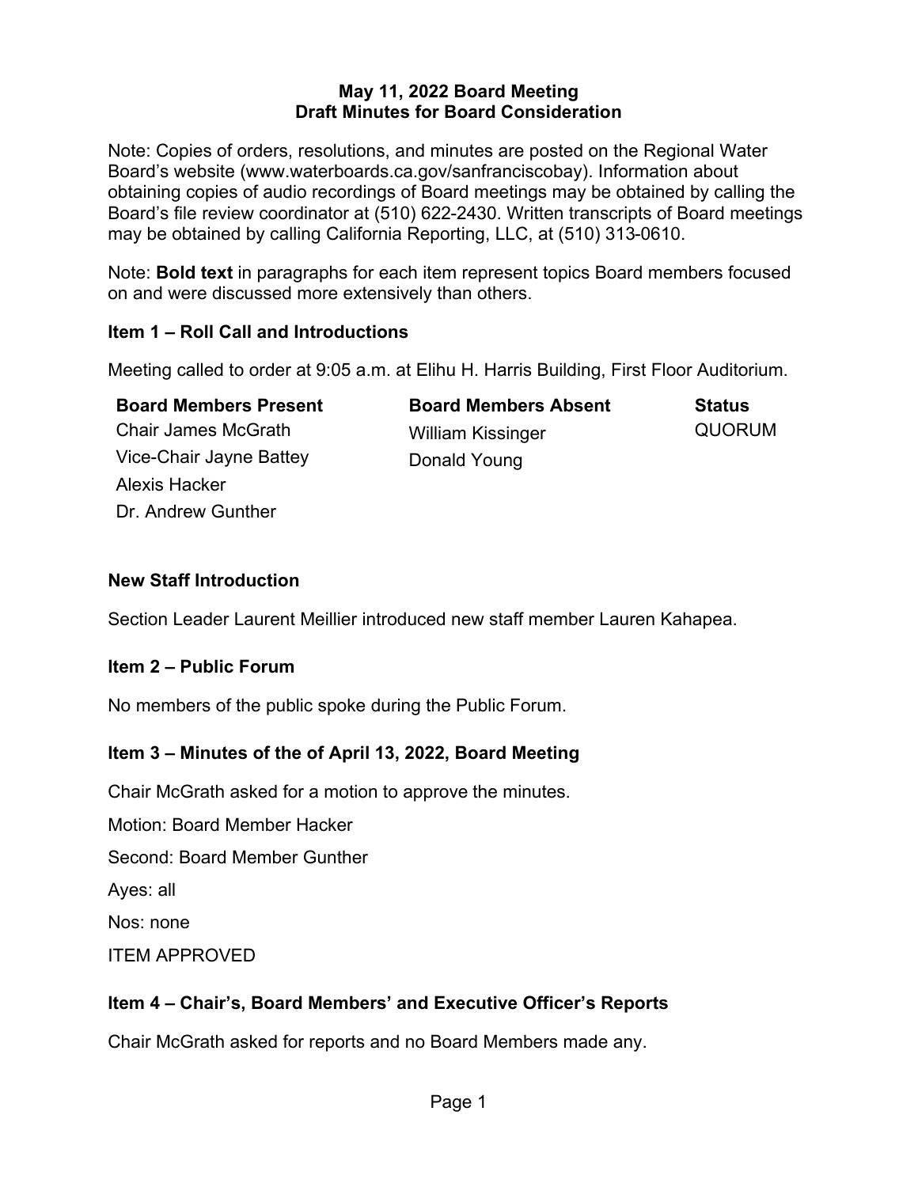**May 11, 2022 Board Meeting**
**Draft Minutes for Board Consideration**

Note: Copies of orders, resolutions, and minutes are posted on the Regional Water Board's website (www.waterboards.ca.gov/sanfranciscobay). Information about obtaining copies of audio recordings of Board meetings may be obtained by calling the Board's file review coordinator at (510) 622-2430. Written transcripts of Board meetings may be obtained by calling California Reporting, LLC, at (510) 313-0610.

Note: **Bold text** in paragraphs for each item represent topics Board members focused on and were discussed more extensively than others.

### Item 1 – Roll Call and Introductions

Meeting called to order at 9:05 a.m. at Elihu H. Harris Building, First Floor Auditorium.

| Board Members Present | Board Members Absent | Status |
| --- | --- | --- |
| Chair James McGrath | William Kissinger | QUORUM |
| Vice-Chair Jayne Battey | Donald Young | |
| Alexis Hacker | | |
| Dr. Andrew Gunther | | |

### New Staff Introduction

Section Leader Laurent Meillier introduced new staff member Lauren Kahapea.

### Item 2 – Public Forum

No members of the public spoke during the Public Forum.

### Item 3 – Minutes of the of April 13, 2022, Board Meeting

Chair McGrath asked for a motion to approve the minutes.

Motion: Board Member Hacker

Second: Board Member Gunther

Ayes: all

Nos: none

ITEM APPROVED

### Item 4 – Chair's, Board Members' and Executive Officer's Reports

Chair McGrath asked for reports and no Board Members made any.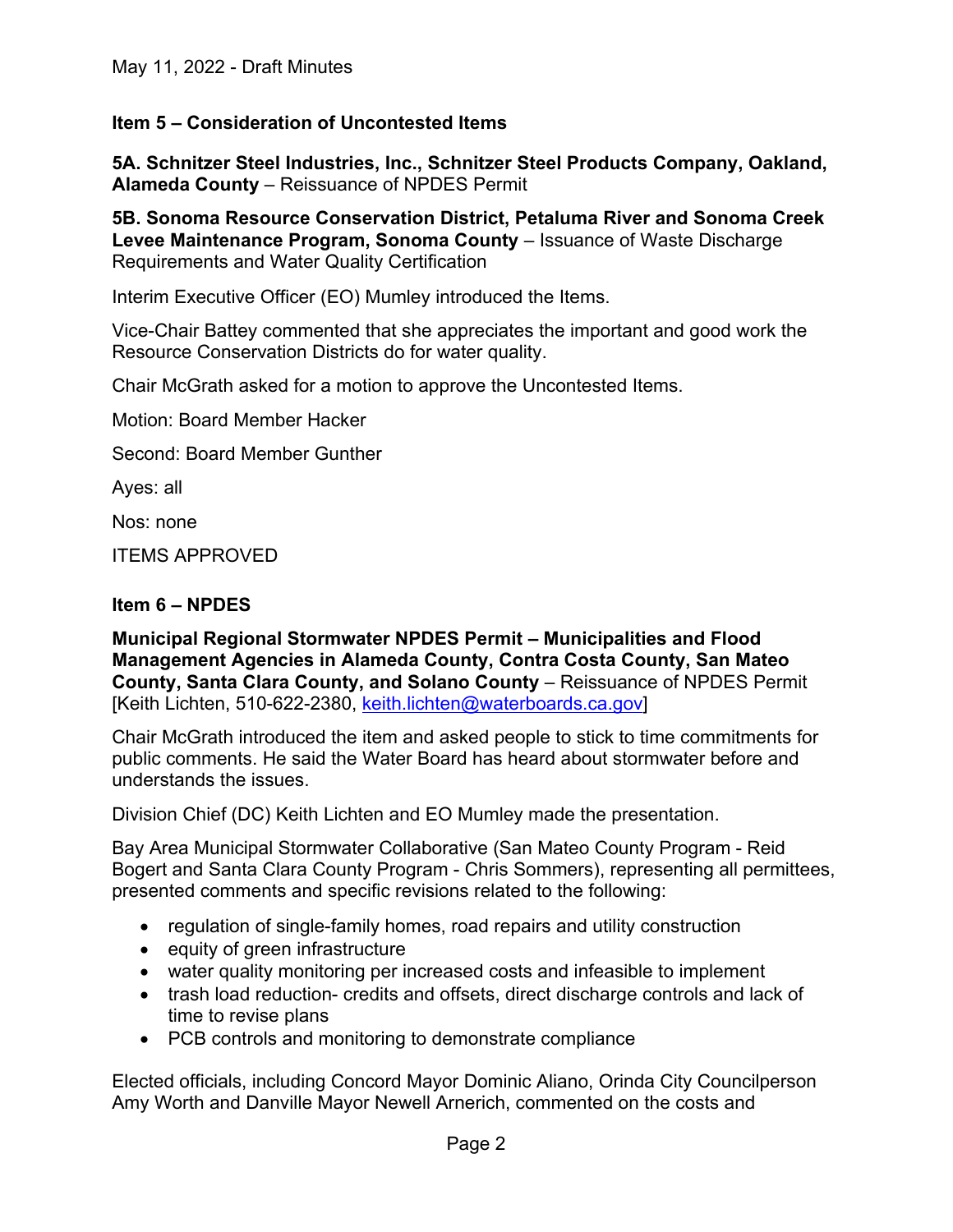## Item 5 – Consideration of Uncontested Items

**5A. Schnitzer Steel Industries, Inc., Schnitzer Steel Products Company, Oakland, Alameda County** – Reissuance of NPDES Permit

**5B. Sonoma Resource Conservation District, Petaluma River and Sonoma Creek Levee Maintenance Program, Sonoma County** – Issuance of Waste Discharge Requirements and Water Quality Certification

Interim Executive Officer (EO) Mumley introduced the Items.

Vice-Chair Battey commented that she appreciates the important and good work the Resource Conservation Districts do for water quality.

Chair McGrath asked for a motion to approve the Uncontested Items.

Motion: Board Member Hacker

Second: Board Member Gunther

Ayes: all

Nos: none

ITEMS APPROVED

## Item 6 – NPDES

**Municipal Regional Stormwater NPDES Permit – Municipalities and Flood Management Agencies in Alameda County, Contra Costa County, San Mateo County, Santa Clara County, and Solano County** – Reissuance of NPDES Permit [Keith Lichten, 510-622-2380, keith.lichten@waterboards.ca.gov]

Chair McGrath introduced the item and asked people to stick to time commitments for public comments. He said the Water Board has heard about stormwater before and understands the issues.

Division Chief (DC) Keith Lichten and EO Mumley made the presentation.

Bay Area Municipal Stormwater Collaborative (San Mateo County Program - Reid Bogert and Santa Clara County Program - Chris Sommers), representing all permittees, presented comments and specific revisions related to the following:

- regulation of single-family homes, road repairs and utility construction
- equity of green infrastructure
- water quality monitoring per increased costs and infeasible to implement
- trash load reduction- credits and offsets, direct discharge controls and lack of time to revise plans
- PCB controls and monitoring to demonstrate compliance

Elected officials, including Concord Mayor Dominic Aliano, Orinda City Councilperson Amy Worth and Danville Mayor Newell Arnerich, commented on the costs and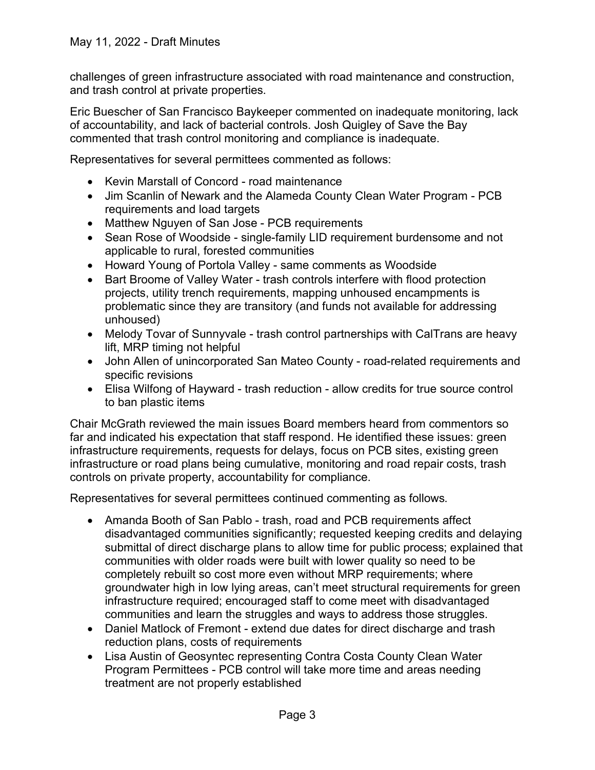challenges of green infrastructure associated with road maintenance and construction, and trash control at private properties.

Eric Buescher of San Francisco Baykeeper commented on inadequate monitoring, lack of accountability, and lack of bacterial controls. Josh Quigley of Save the Bay commented that trash control monitoring and compliance is inadequate.

Representatives for several permittees commented as follows:

- Kevin Marstall of Concord - road maintenance
- Jim Scanlin of Newark and the Alameda County Clean Water Program - PCB requirements and load targets
- Matthew Nguyen of San Jose - PCB requirements
- Sean Rose of Woodside - single-family LID requirement burdensome and not applicable to rural, forested communities
- Howard Young of Portola Valley - same comments as Woodside
- Bart Broome of Valley Water - trash controls interfere with flood protection projects, utility trench requirements, mapping unhoused encampments is problematic since they are transitory (and funds not available for addressing unhoused)
- Melody Tovar of Sunnyvale - trash control partnerships with CalTrans are heavy lift, MRP timing not helpful
- John Allen of unincorporated San Mateo County - road-related requirements and specific revisions
- Elisa Wilfong of Hayward - trash reduction - allow credits for true source control to ban plastic items

Chair McGrath reviewed the main issues Board members heard from commentors so far and indicated his expectation that staff respond. He identified these issues: green infrastructure requirements, requests for delays, focus on PCB sites, existing green infrastructure or road plans being cumulative, monitoring and road repair costs, trash controls on private property, accountability for compliance.

Representatives for several permittees continued commenting as follows.

- Amanda Booth of San Pablo - trash, road and PCB requirements affect disadvantaged communities significantly; requested keeping credits and delaying submittal of direct discharge plans to allow time for public process; explained that communities with older roads were built with lower quality so need to be completely rebuilt so cost more even without MRP requirements; where groundwater high in low lying areas, can't meet structural requirements for green infrastructure required; encouraged staff to come meet with disadvantaged communities and learn the struggles and ways to address those struggles.
- Daniel Matlock of Fremont - extend due dates for direct discharge and trash reduction plans, costs of requirements
- Lisa Austin of Geosyntec representing Contra Costa County Clean Water Program Permittees - PCB control will take more time and areas needing treatment are not properly established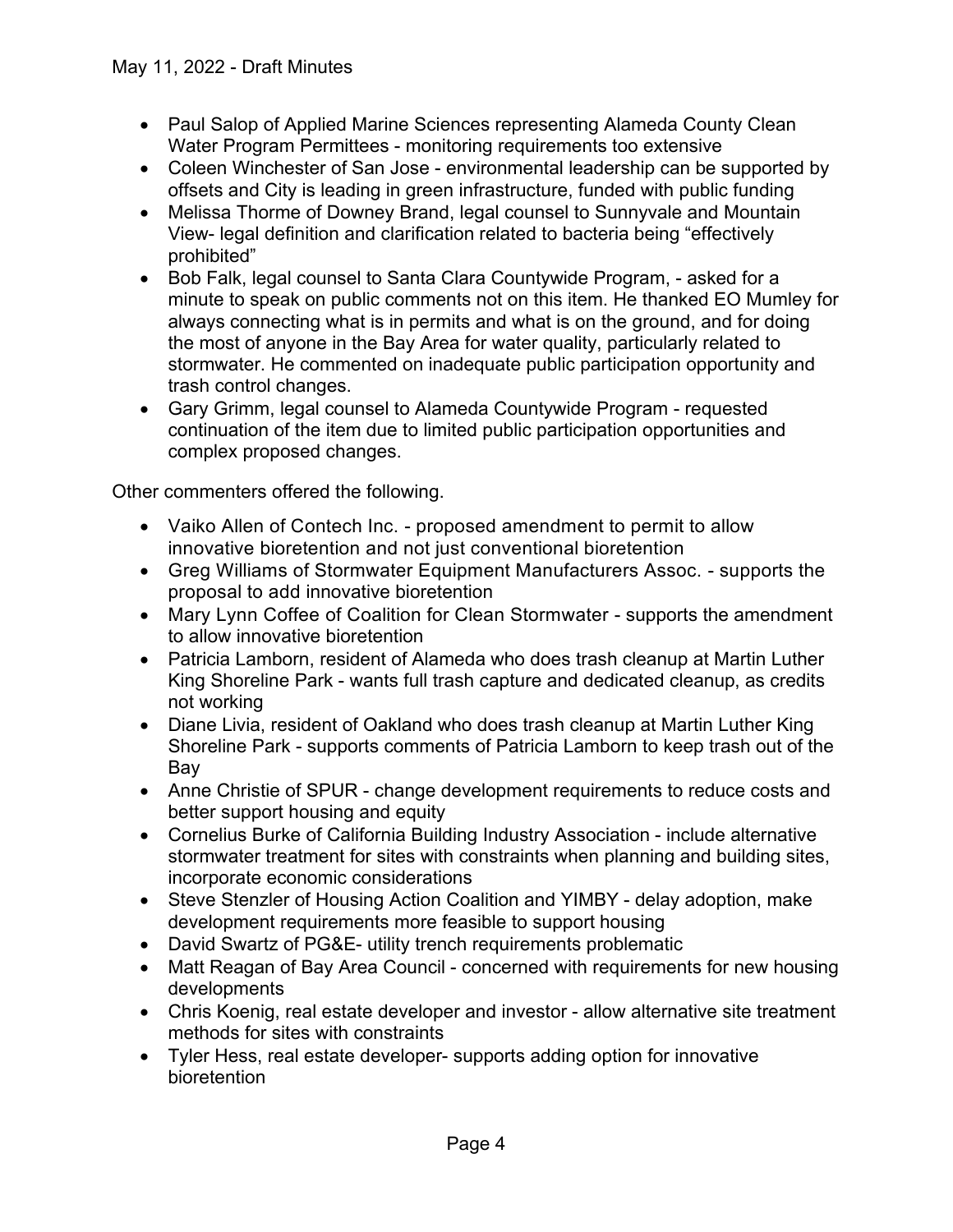- Paul Salop of Applied Marine Sciences representing Alameda County Clean Water Program Permittees - monitoring requirements too extensive
- Coleen Winchester of San Jose - environmental leadership can be supported by offsets and City is leading in green infrastructure, funded with public funding
- Melissa Thorme of Downey Brand, legal counsel to Sunnyvale and Mountain View- legal definition and clarification related to bacteria being "effectively prohibited"
- Bob Falk, legal counsel to Santa Clara Countywide Program, - asked for a minute to speak on public comments not on this item. He thanked EO Mumley for always connecting what is in permits and what is on the ground, and for doing the most of anyone in the Bay Area for water quality, particularly related to stormwater. He commented on inadequate public participation opportunity and trash control changes.
- Gary Grimm, legal counsel to Alameda Countywide Program - requested continuation of the item due to limited public participation opportunities and complex proposed changes.

Other commenters offered the following.

- Vaiko Allen of Contech Inc. - proposed amendment to permit to allow innovative bioretention and not just conventional bioretention
- Greg Williams of Stormwater Equipment Manufacturers Assoc. - supports the proposal to add innovative bioretention
- Mary Lynn Coffee of Coalition for Clean Stormwater - supports the amendment to allow innovative bioretention
- Patricia Lamborn, resident of Alameda who does trash cleanup at Martin Luther King Shoreline Park - wants full trash capture and dedicated cleanup, as credits not working
- Diane Livia, resident of Oakland who does trash cleanup at Martin Luther King Shoreline Park - supports comments of Patricia Lamborn to keep trash out of the Bay
- Anne Christie of SPUR - change development requirements to reduce costs and better support housing and equity
- Cornelius Burke of California Building Industry Association - include alternative stormwater treatment for sites with constraints when planning and building sites, incorporate economic considerations
- Steve Stenzler of Housing Action Coalition and YIMBY - delay adoption, make development requirements more feasible to support housing
- David Swartz of PG&E- utility trench requirements problematic
- Matt Reagan of Bay Area Council - concerned with requirements for new housing developments
- Chris Koenig, real estate developer and investor - allow alternative site treatment methods for sites with constraints
- Tyler Hess, real estate developer- supports adding option for innovative bioretention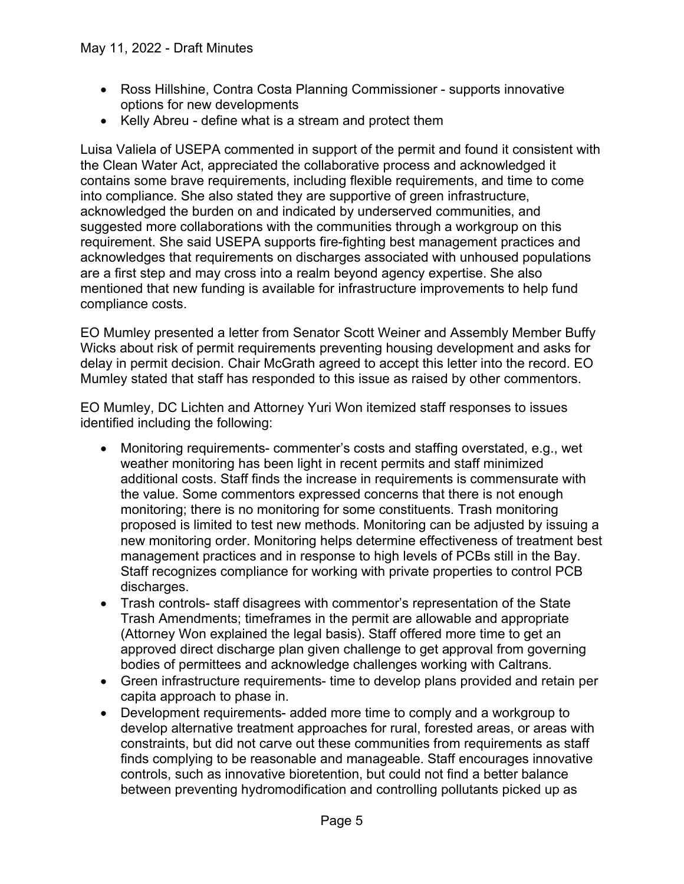- Ross Hillshine, Contra Costa Planning Commissioner - supports innovative options for new developments
- Kelly Abreu - define what is a stream and protect them

Luisa Valiela of USEPA commented in support of the permit and found it consistent with the Clean Water Act, appreciated the collaborative process and acknowledged it contains some brave requirements, including flexible requirements, and time to come into compliance. She also stated they are supportive of green infrastructure, acknowledged the burden on and indicated by underserved communities, and suggested more collaborations with the communities through a workgroup on this requirement. She said USEPA supports fire-fighting best management practices and acknowledges that requirements on discharges associated with unhoused populations are a first step and may cross into a realm beyond agency expertise. She also mentioned that new funding is available for infrastructure improvements to help fund compliance costs.

EO Mumley presented a letter from Senator Scott Weiner and Assembly Member Buffy Wicks about risk of permit requirements preventing housing development and asks for delay in permit decision. Chair McGrath agreed to accept this letter into the record. EO Mumley stated that staff has responded to this issue as raised by other commentors.

EO Mumley, DC Lichten and Attorney Yuri Won itemized staff responses to issues identified including the following:

- Monitoring requirements- commenter's costs and staffing overstated, e.g., wet weather monitoring has been light in recent permits and staff minimized additional costs. Staff finds the increase in requirements is commensurate with the value. Some commentors expressed concerns that there is not enough monitoring; there is no monitoring for some constituents. Trash monitoring proposed is limited to test new methods. Monitoring can be adjusted by issuing a new monitoring order. Monitoring helps determine effectiveness of treatment best management practices and in response to high levels of PCBs still in the Bay. Staff recognizes compliance for working with private properties to control PCB discharges.
- Trash controls- staff disagrees with commentor's representation of the State Trash Amendments; timeframes in the permit are allowable and appropriate (Attorney Won explained the legal basis). Staff offered more time to get an approved direct discharge plan given challenge to get approval from governing bodies of permittees and acknowledge challenges working with Caltrans.
- Green infrastructure requirements- time to develop plans provided and retain per capita approach to phase in.
- Development requirements- added more time to comply and a workgroup to develop alternative treatment approaches for rural, forested areas, or areas with constraints, but did not carve out these communities from requirements as staff finds complying to be reasonable and manageable. Staff encourages innovative controls, such as innovative bioretention, but could not find a better balance between preventing hydromodification and controlling pollutants picked up as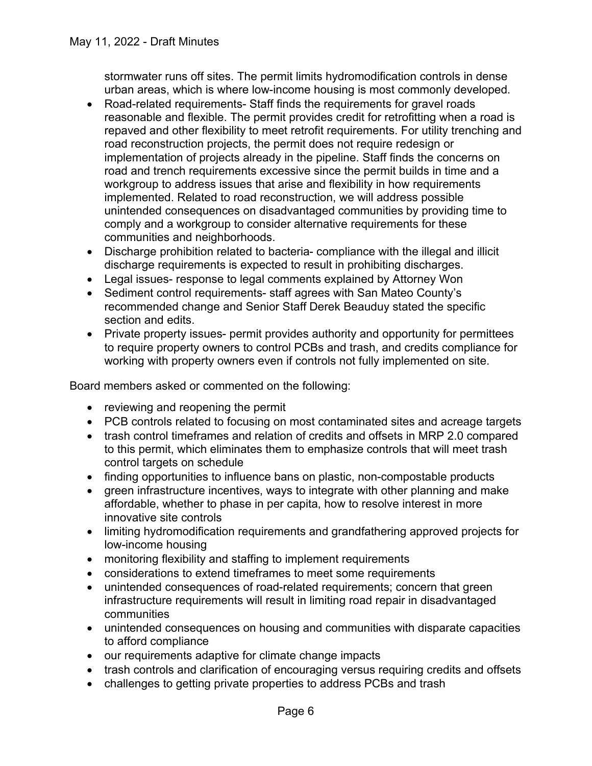stormwater runs off sites. The permit limits hydromodification controls in dense urban areas, which is where low-income housing is most commonly developed.

- Road-related requirements- Staff finds the requirements for gravel roads reasonable and flexible. The permit provides credit for retrofitting when a road is repaved and other flexibility to meet retrofit requirements. For utility trenching and road reconstruction projects, the permit does not require redesign or implementation of projects already in the pipeline. Staff finds the concerns on road and trench requirements excessive since the permit builds in time and a workgroup to address issues that arise and flexibility in how requirements implemented. Related to road reconstruction, we will address possible unintended consequences on disadvantaged communities by providing time to comply and a workgroup to consider alternative requirements for these communities and neighborhoods.
- Discharge prohibition related to bacteria- compliance with the illegal and illicit discharge requirements is expected to result in prohibiting discharges.
- Legal issues- response to legal comments explained by Attorney Won
- Sediment control requirements- staff agrees with San Mateo County's recommended change and Senior Staff Derek Beauduy stated the specific section and edits.
- Private property issues- permit provides authority and opportunity for permittees to require property owners to control PCBs and trash, and credits compliance for working with property owners even if controls not fully implemented on site.

Board members asked or commented on the following:

- reviewing and reopening the permit
- PCB controls related to focusing on most contaminated sites and acreage targets
- trash control timeframes and relation of credits and offsets in MRP 2.0 compared to this permit, which eliminates them to emphasize controls that will meet trash control targets on schedule
- finding opportunities to influence bans on plastic, non-compostable products
- green infrastructure incentives, ways to integrate with other planning and make affordable, whether to phase in per capita, how to resolve interest in more innovative site controls
- limiting hydromodification requirements and grandfathering approved projects for low-income housing
- monitoring flexibility and staffing to implement requirements
- considerations to extend timeframes to meet some requirements
- unintended consequences of road-related requirements; concern that green infrastructure requirements will result in limiting road repair in disadvantaged communities
- unintended consequences on housing and communities with disparate capacities to afford compliance
- our requirements adaptive for climate change impacts
- trash controls and clarification of encouraging versus requiring credits and offsets
- challenges to getting private properties to address PCBs and trash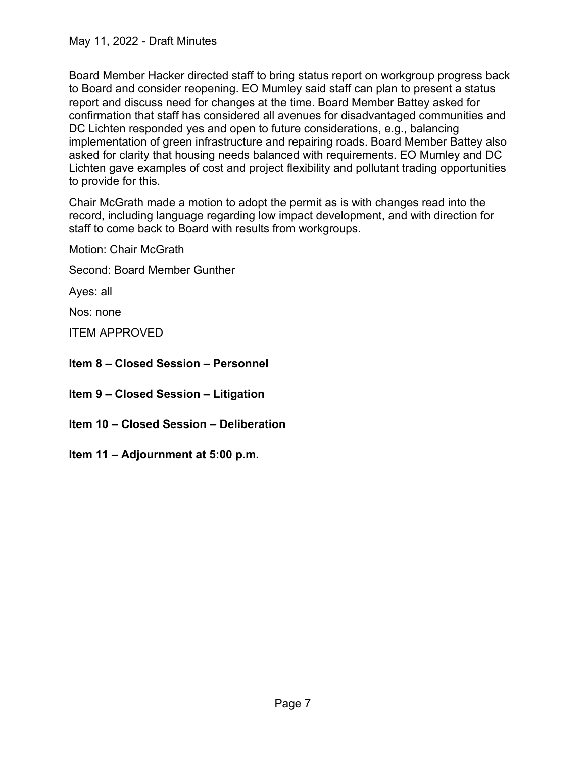Board Member Hacker directed staff to bring status report on workgroup progress back to Board and consider reopening. EO Mumley said staff can plan to present a status report and discuss need for changes at the time. Board Member Battey asked for confirmation that staff has considered all avenues for disadvantaged communities and DC Lichten responded yes and open to future considerations, e.g., balancing implementation of green infrastructure and repairing roads. Board Member Battey also asked for clarity that housing needs balanced with requirements. EO Mumley and DC Lichten gave examples of cost and project flexibility and pollutant trading opportunities to provide for this.

Chair McGrath made a motion to adopt the permit as is with changes read into the record, including language regarding low impact development, and with direction for staff to come back to Board with results from workgroups.

Motion: Chair McGrath

Second: Board Member Gunther

Ayes: all

Nos: none

ITEM APPROVED

**Item 8 – Closed Session – Personnel**

**Item 9 – Closed Session – Litigation**

**Item 10 – Closed Session – Deliberation**

**Item 11 – Adjournment at 5:00 p.m.**